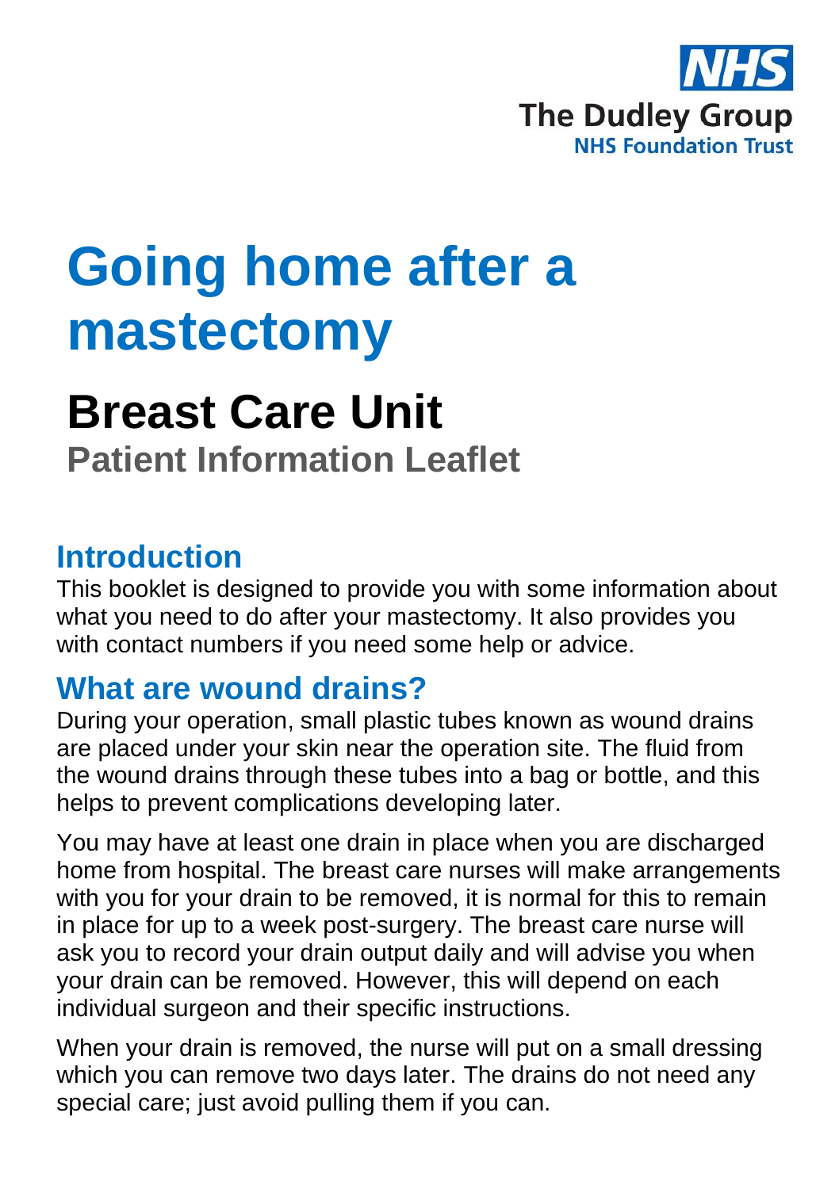NHS
The Dudley Group
NHS Foundation Trust

# Going home after a mastectomy

## Breast Care Unit

**Patient Information Leaflet**

## Introduction

This booklet is designed to provide you with some information about what you need to do after your mastectomy. It also provides you with contact numbers if you need some help or advice.

## What are wound drains?

During your operation, small plastic tubes known as wound drains are placed under your skin near the operation site. The fluid from the wound drains through these tubes into a bag or bottle, and this helps to prevent complications developing later.

You may have at least one drain in place when you are discharged home from hospital. The breast care nurses will make arrangements with you for your drain to be removed, it is normal for this to remain in place for up to a week post-surgery. The breast care nurse will ask you to record your drain output daily and will advise you when your drain can be removed. However, this will depend on each individual surgeon and their specific instructions.

When your drain is removed, the nurse will put on a small dressing which you can remove two days later. The drains do not need any special care; just avoid pulling them if you can.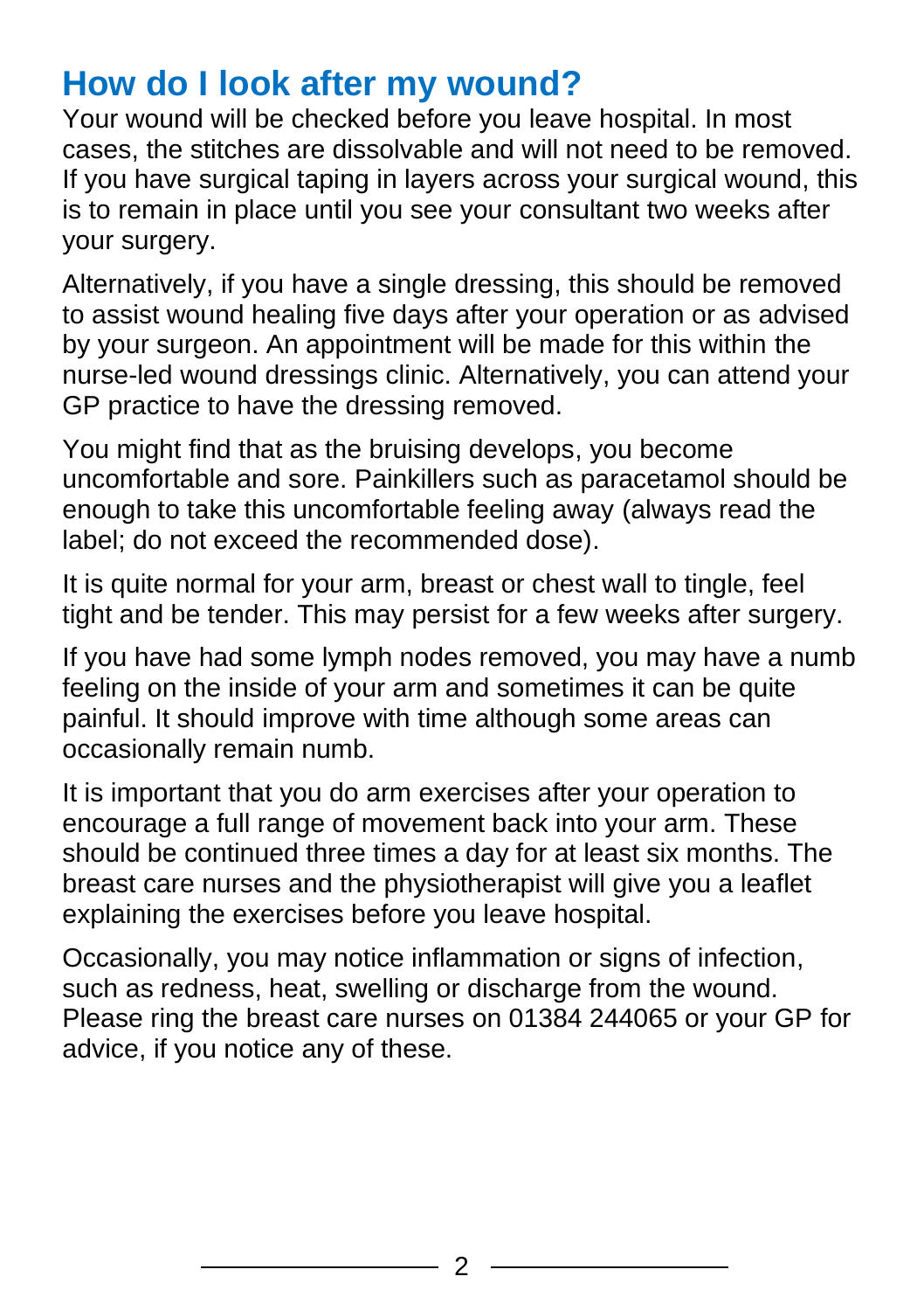## How do I look after my wound?

Your wound will be checked before you leave hospital. In most cases, the stitches are dissolvable and will not need to be removed. If you have surgical taping in layers across your surgical wound, this is to remain in place until you see your consultant two weeks after your surgery.

Alternatively, if you have a single dressing, this should be removed to assist wound healing five days after your operation or as advised by your surgeon. An appointment will be made for this within the nurse-led wound dressings clinic. Alternatively, you can attend your GP practice to have the dressing removed.

You might find that as the bruising develops, you become uncomfortable and sore. Painkillers such as paracetamol should be enough to take this uncomfortable feeling away (always read the label; do not exceed the recommended dose).

It is quite normal for your arm, breast or chest wall to tingle, feel tight and be tender. This may persist for a few weeks after surgery.

If you have had some lymph nodes removed, you may have a numb feeling on the inside of your arm and sometimes it can be quite painful. It should improve with time although some areas can occasionally remain numb.

It is important that you do arm exercises after your operation to encourage a full range of movement back into your arm. These should be continued three times a day for at least six months. The breast care nurses and the physiotherapist will give you a leaflet explaining the exercises before you leave hospital.

Occasionally, you may notice inflammation or signs of infection, such as redness, heat, swelling or discharge from the wound. Please ring the breast care nurses on 01384 244065 or your GP for advice, if you notice any of these.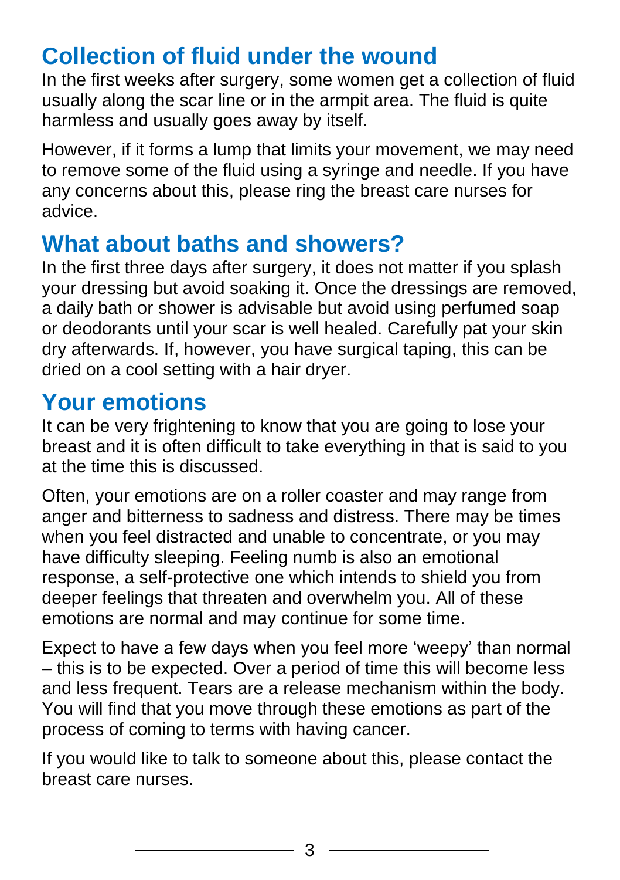## Collection of fluid under the wound

In the first weeks after surgery, some women get a collection of fluid usually along the scar line or in the armpit area. The fluid is quite harmless and usually goes away by itself.

However, if it forms a lump that limits your movement, we may need to remove some of the fluid using a syringe and needle. If you have any concerns about this, please ring the breast care nurses for advice.

## What about baths and showers?

In the first three days after surgery, it does not matter if you splash your dressing but avoid soaking it. Once the dressings are removed, a daily bath or shower is advisable but avoid using perfumed soap or deodorants until your scar is well healed. Carefully pat your skin dry afterwards. If, however, you have surgical taping, this can be dried on a cool setting with a hair dryer.

## Your emotions

It can be very frightening to know that you are going to lose your breast and it is often difficult to take everything in that is said to you at the time this is discussed.

Often, your emotions are on a roller coaster and may range from anger and bitterness to sadness and distress. There may be times when you feel distracted and unable to concentrate, or you may have difficulty sleeping. Feeling numb is also an emotional response, a self-protective one which intends to shield you from deeper feelings that threaten and overwhelm you. All of these emotions are normal and may continue for some time.

Expect to have a few days when you feel more 'weepy' than normal – this is to be expected. Over a period of time this will become less and less frequent. Tears are a release mechanism within the body. You will find that you move through these emotions as part of the process of coming to terms with having cancer.

If you would like to talk to someone about this, please contact the breast care nurses.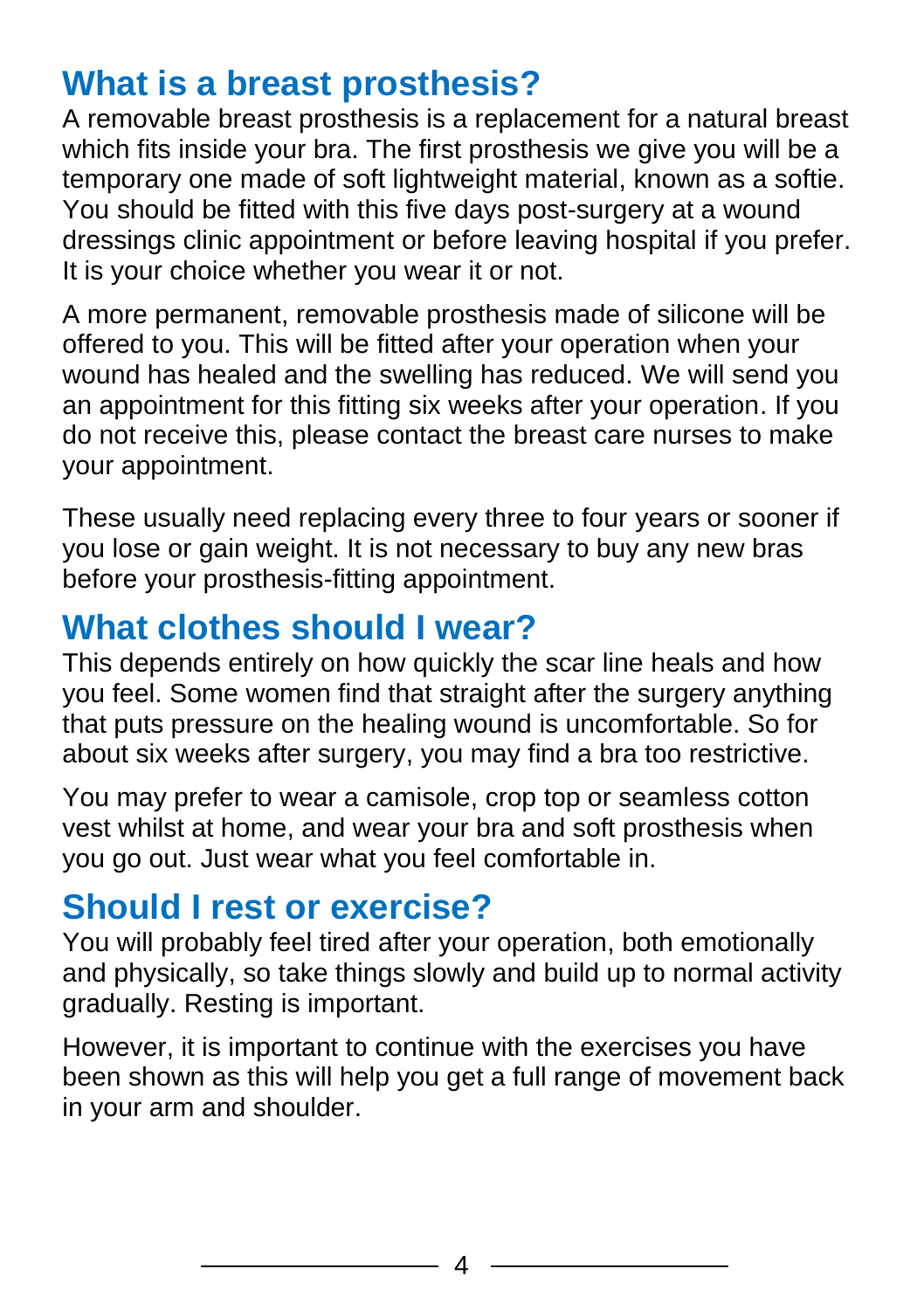## What is a breast prosthesis?

A removable breast prosthesis is a replacement for a natural breast which fits inside your bra. The first prosthesis we give you will be a temporary one made of soft lightweight material, known as a softie. You should be fitted with this five days post-surgery at a wound dressings clinic appointment or before leaving hospital if you prefer. It is your choice whether you wear it or not.

A more permanent, removable prosthesis made of silicone will be offered to you. This will be fitted after your operation when your wound has healed and the swelling has reduced. We will send you an appointment for this fitting six weeks after your operation. If you do not receive this, please contact the breast care nurses to make your appointment.

These usually need replacing every three to four years or sooner if you lose or gain weight. It is not necessary to buy any new bras before your prosthesis-fitting appointment.

## What clothes should I wear?

This depends entirely on how quickly the scar line heals and how you feel. Some women find that straight after the surgery anything that puts pressure on the healing wound is uncomfortable. So for about six weeks after surgery, you may find a bra too restrictive.

You may prefer to wear a camisole, crop top or seamless cotton vest whilst at home, and wear your bra and soft prosthesis when you go out. Just wear what you feel comfortable in.

## Should I rest or exercise?

You will probably feel tired after your operation, both emotionally and physically, so take things slowly and build up to normal activity gradually. Resting is important.

However, it is important to continue with the exercises you have been shown as this will help you get a full range of movement back in your arm and shoulder.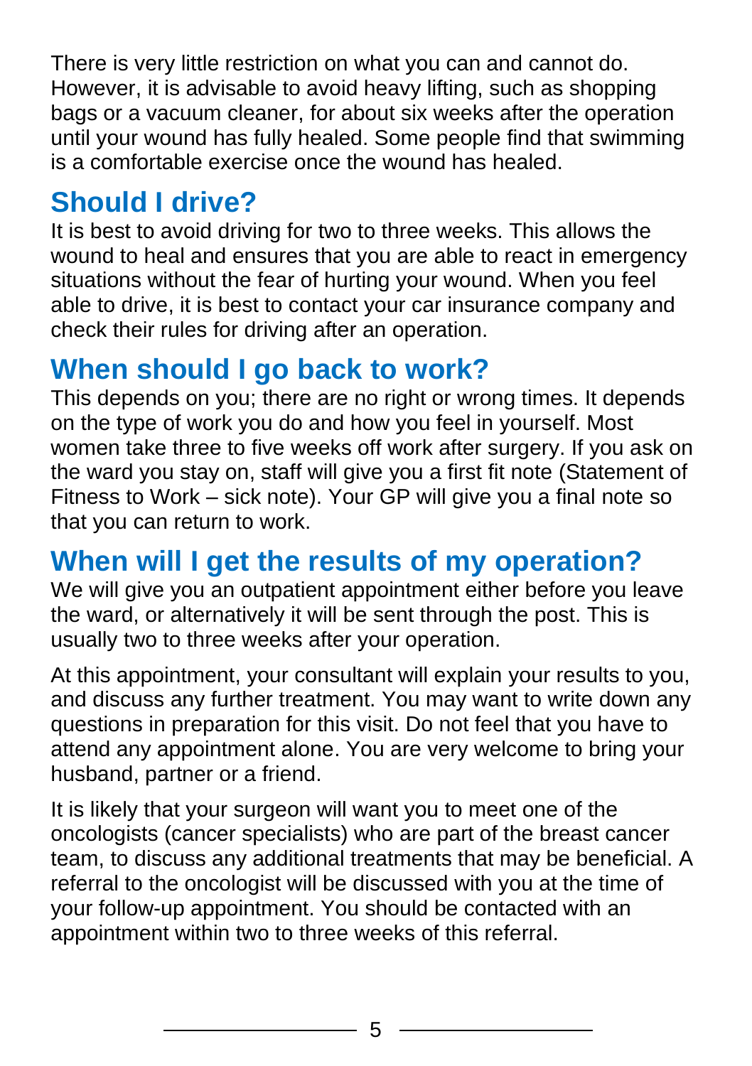There is very little restriction on what you can and cannot do. However, it is advisable to avoid heavy lifting, such as shopping bags or a vacuum cleaner, for about six weeks after the operation until your wound has fully healed. Some people find that swimming is a comfortable exercise once the wound has healed.

## Should I drive?

It is best to avoid driving for two to three weeks. This allows the wound to heal and ensures that you are able to react in emergency situations without the fear of hurting your wound. When you feel able to drive, it is best to contact your car insurance company and check their rules for driving after an operation.

## When should I go back to work?

This depends on you; there are no right or wrong times. It depends on the type of work you do and how you feel in yourself. Most women take three to five weeks off work after surgery. If you ask on the ward you stay on, staff will give you a first fit note (Statement of Fitness to Work – sick note). Your GP will give you a final note so that you can return to work.

## When will I get the results of my operation?

We will give you an outpatient appointment either before you leave the ward, or alternatively it will be sent through the post. This is usually two to three weeks after your operation.

At this appointment, your consultant will explain your results to you, and discuss any further treatment. You may want to write down any questions in preparation for this visit. Do not feel that you have to attend any appointment alone. You are very welcome to bring your husband, partner or a friend.

It is likely that your surgeon will want you to meet one of the oncologists (cancer specialists) who are part of the breast cancer team, to discuss any additional treatments that may be beneficial. A referral to the oncologist will be discussed with you at the time of your follow-up appointment. You should be contacted with an appointment within two to three weeks of this referral.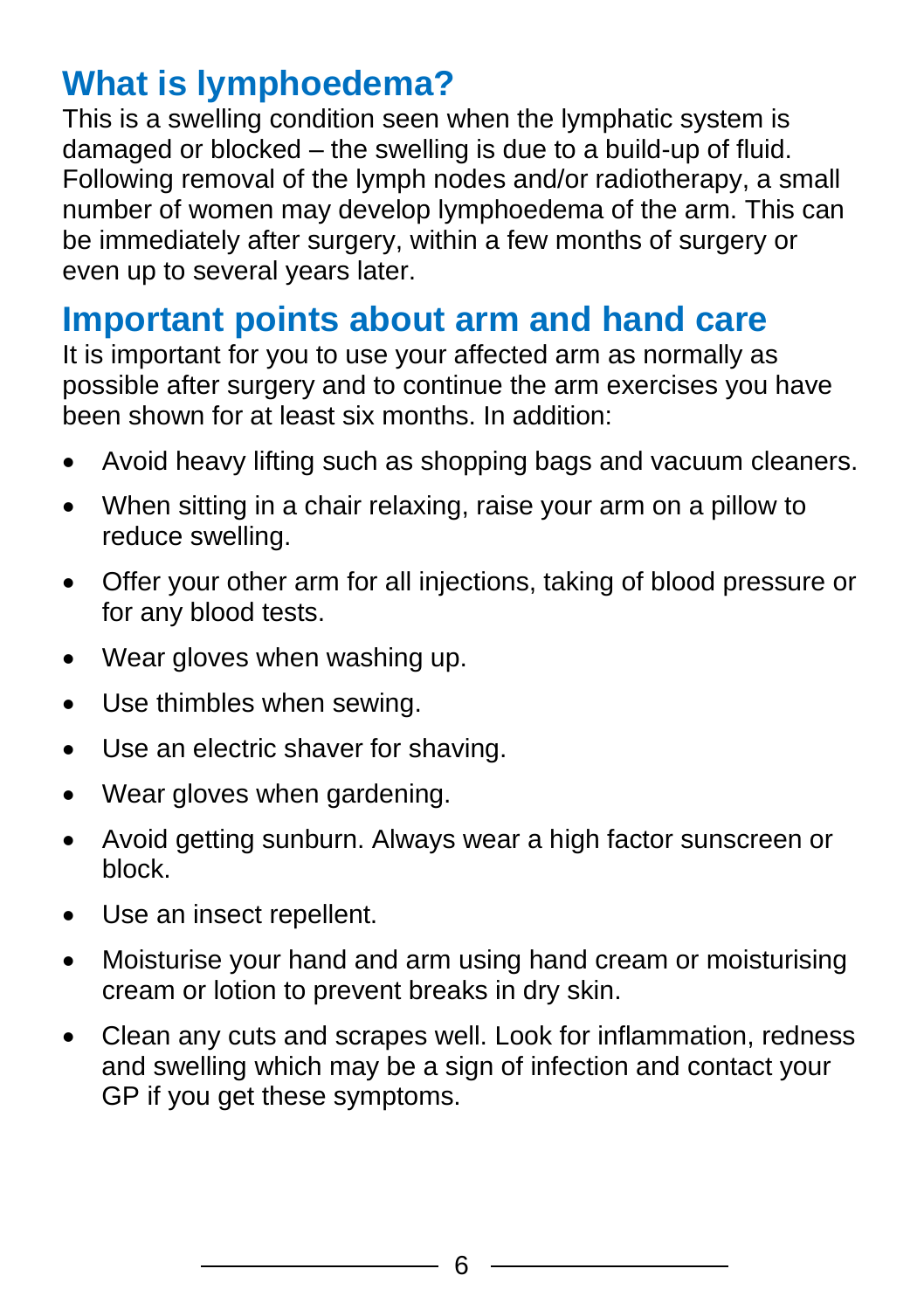## What is lymphoedema?

This is a swelling condition seen when the lymphatic system is damaged or blocked – the swelling is due to a build-up of fluid. Following removal of the lymph nodes and/or radiotherapy, a small number of women may develop lymphoedema of the arm. This can be immediately after surgery, within a few months of surgery or even up to several years later.

## Important points about arm and hand care

It is important for you to use your affected arm as normally as possible after surgery and to continue the arm exercises you have been shown for at least six months. In addition:

- Avoid heavy lifting such as shopping bags and vacuum cleaners.
- When sitting in a chair relaxing, raise your arm on a pillow to reduce swelling.
- Offer your other arm for all injections, taking of blood pressure or for any blood tests.
- Wear gloves when washing up.
- Use thimbles when sewing.
- Use an electric shaver for shaving.
- Wear gloves when gardening.
- Avoid getting sunburn. Always wear a high factor sunscreen or block.
- Use an insect repellent.
- Moisturise your hand and arm using hand cream or moisturising cream or lotion to prevent breaks in dry skin.
- Clean any cuts and scrapes well. Look for inflammation, redness and swelling which may be a sign of infection and contact your GP if you get these symptoms.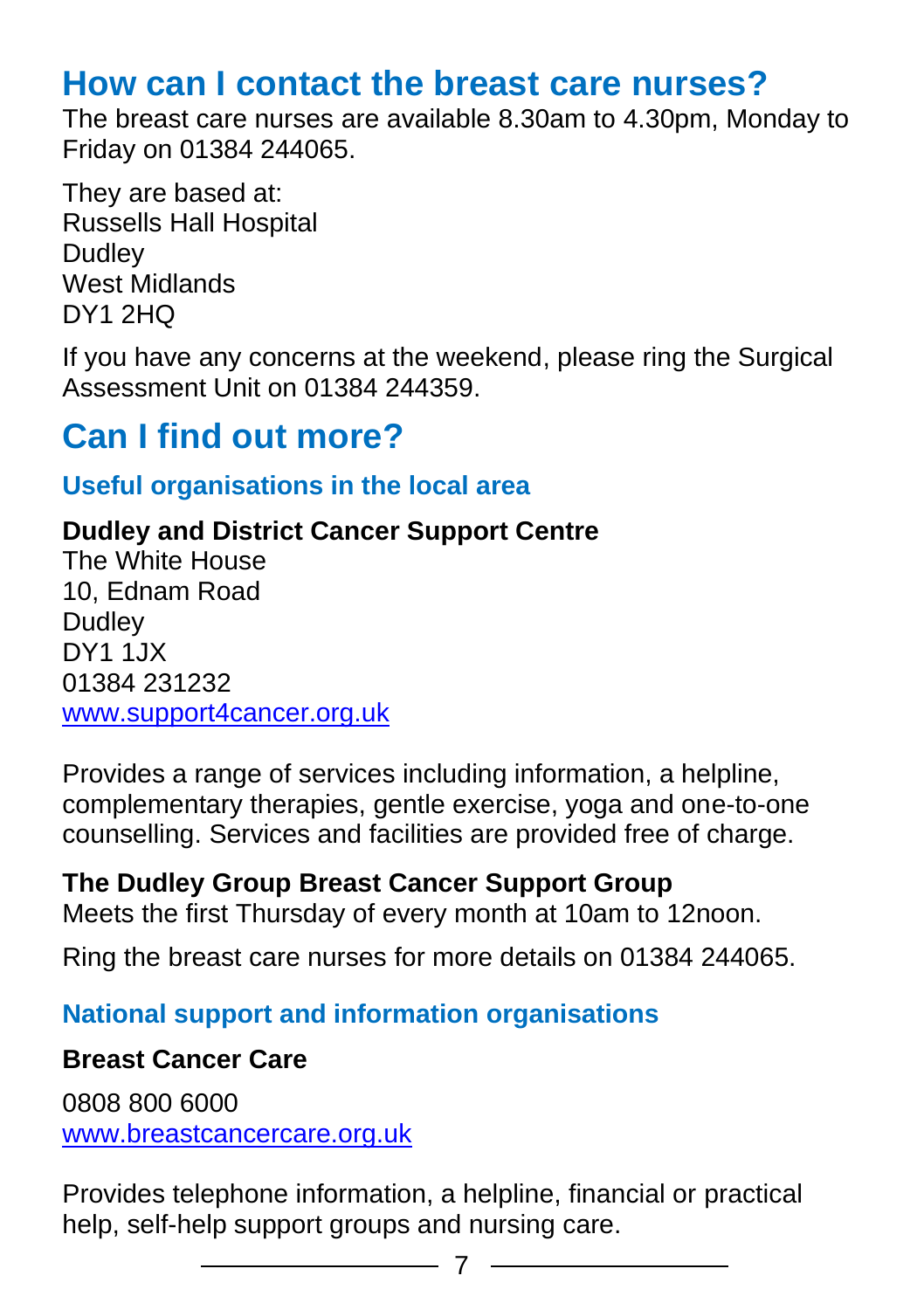## How can I contact the breast care nurses?

The breast care nurses are available 8.30am to 4.30pm, Monday to Friday on 01384 244065.

They are based at:
Russells Hall Hospital
Dudley
West Midlands
DY1 2HQ

If you have any concerns at the weekend, please ring the Surgical Assessment Unit on 01384 244359.

## Can I find out more?

### Useful organisations in the local area

**Dudley and District Cancer Support Centre**
The White House
10, Ednam Road
Dudley
DY1 1JX
01384 231232
www.support4cancer.org.uk

Provides a range of services including information, a helpline, complementary therapies, gentle exercise, yoga and one-to-one counselling. Services and facilities are provided free of charge.

**The Dudley Group Breast Cancer Support Group**
Meets the first Thursday of every month at 10am to 12noon.

Ring the breast care nurses for more details on 01384 244065.

### National support and information organisations

**Breast Cancer Care**

0808 800 6000
www.breastcancercare.org.uk

Provides telephone information, a helpline, financial or practical help, self-help support groups and nursing care.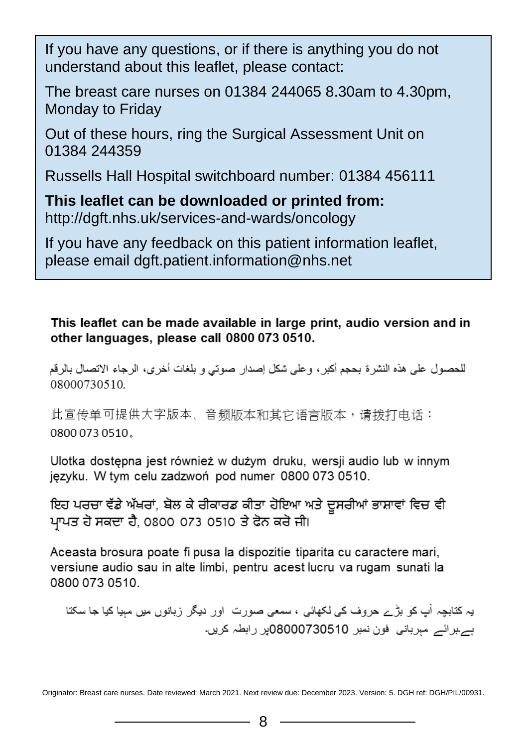If you have any questions, or if there is anything you do not understand about this leaflet, please contact:

The breast care nurses on 01384 244065 8.30am to 4.30pm, Monday to Friday

Out of these hours, ring the Surgical Assessment Unit on 01384 244359

Russells Hall Hospital switchboard number: 01384 456111

**This leaflet can be downloaded or printed from:**
http://dgft.nhs.uk/services-and-wards/oncology

If you have any feedback on this patient information leaflet, please email dgft.patient.information@nhs.net

**This leaflet can be made available in large print, audio version and in other languages, please call 0800 073 0510.**

للحصول على هذه النشرة بحجم أكبر، وعلى شكل إصدار صوتي و بلغات أخرى، الرجاء الاتصال بالرقم 08000730510.

此宣传单可提供大字版本、音频版本和其它语言版本，请拨打电话：0800 073 0510。

Ulotka dostępna jest również w dużym druku, wersji audio lub w innym języku. W tym celu zadzwoń pod numer 0800 073 0510.

ਇਹ ਪਰਚਾ ਵੱਡੇ ਅੱਖਰਾਂ, ਬੋਲ ਕੇ ਰੀਕਾਰਡ ਕੀਤਾ ਹੋਇਆ ਅਤੇ ਦੂਸਰੀਆਂ ਭਾਸ਼ਾਵਾਂ ਵਿਚ ਵੀ ਪ੍ਰਾਪਤ ਹੋ ਸਕਦਾ ਹੈ, 0800 073 0510 ਤੇ ਫੋਨ ਕਰੋ ਜੀ।

Aceasta brosura poate fi pusa la dispozitie tiparita cu caractere mari, versiune audio sau in alte limbi, pentru acest lucru va rugam sunati la 0800 073 0510.

یہ کتابچہ آپ کو بڑے حروف کی لکھائی ، سمعی صورت اور دیگر زبانوں میں مہیا کیا جا سکتا ہے۔برائے مہربانی فون نمبر 08000730510پر رابطہ کریں۔

Originator: Breast care nurses. Date reviewed: March 2021. Next review due: December 2023. Version: 5. DGH ref: DGH/PIL/00931.